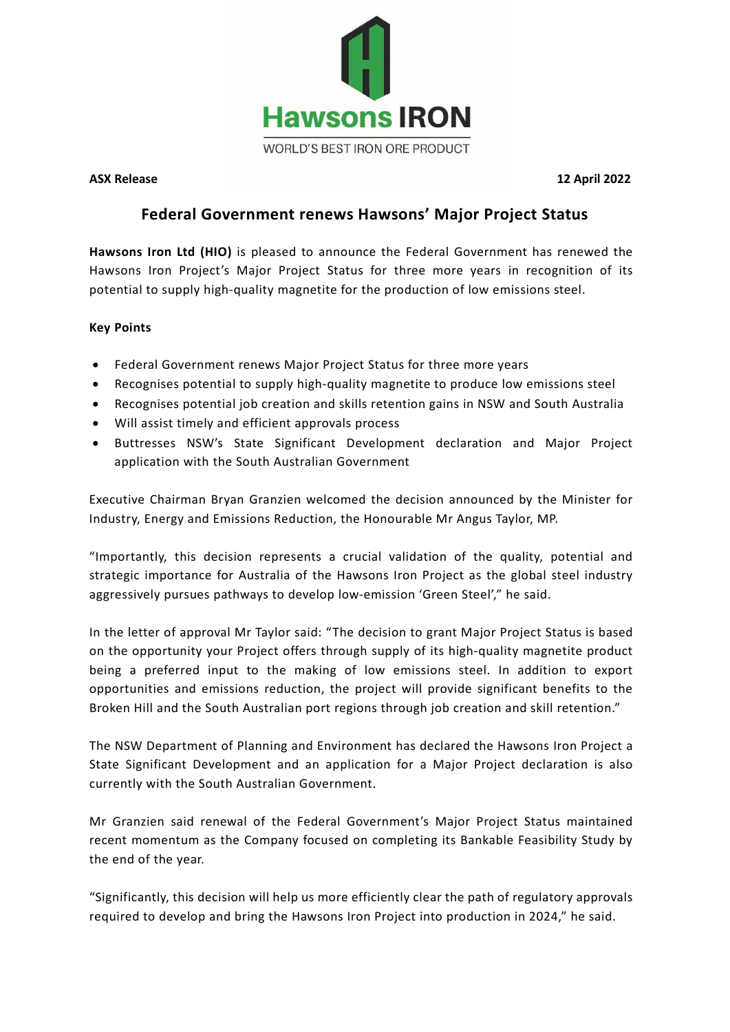Hawsons IRON

WORLD'S BEST IRON ORE PRODUCT

**ASX Release** **12 April 2022**

# Federal Government renews Hawsons' Major Project Status

**Hawsons Iron Ltd (HIO)** is pleased to announce the Federal Government has renewed the Hawsons Iron Project's Major Project Status for three more years in recognition of its potential to supply high-quality magnetite for the production of low emissions steel.

**Key Points**

- Federal Government renews Major Project Status for three more years
- Recognises potential to supply high-quality magnetite to produce low emissions steel
- Recognises potential job creation and skills retention gains in NSW and South Australia
- Will assist timely and efficient approvals process
- Buttresses NSW's State Significant Development declaration and Major Project application with the South Australian Government

Executive Chairman Bryan Granzien welcomed the decision announced by the Minister for Industry, Energy and Emissions Reduction, the Honourable Mr Angus Taylor, MP.

"Importantly, this decision represents a crucial validation of the quality, potential and strategic importance for Australia of the Hawsons Iron Project as the global steel industry aggressively pursues pathways to develop low-emission 'Green Steel'," he said.

In the letter of approval Mr Taylor said: "The decision to grant Major Project Status is based on the opportunity your Project offers through supply of its high-quality magnetite product being a preferred input to the making of low emissions steel. In addition to export opportunities and emissions reduction, the project will provide significant benefits to the Broken Hill and the South Australian port regions through job creation and skill retention."

The NSW Department of Planning and Environment has declared the Hawsons Iron Project a State Significant Development and an application for a Major Project declaration is also currently with the South Australian Government.

Mr Granzien said renewal of the Federal Government's Major Project Status maintained recent momentum as the Company focused on completing its Bankable Feasibility Study by the end of the year.

"Significantly, this decision will help us more efficiently clear the path of regulatory approvals required to develop and bring the Hawsons Iron Project into production in 2024," he said.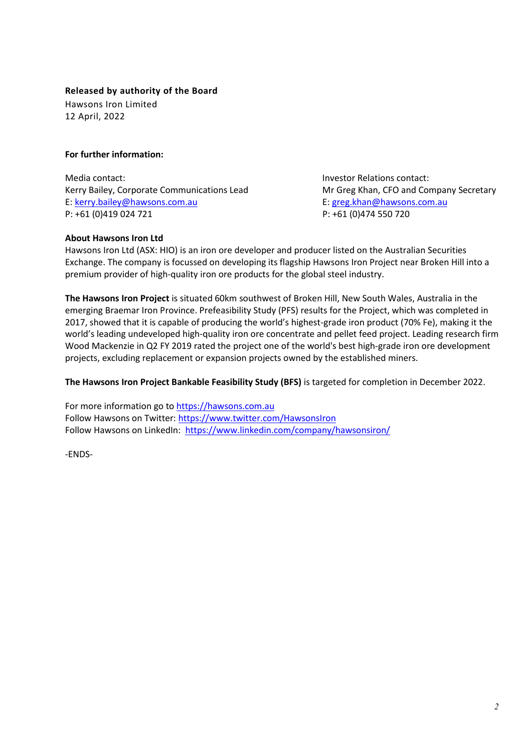**Released by authority of the Board**
Hawsons Iron Limited
12 April, 2022

**For further information:**

Media contact:
Kerry Bailey, Corporate Communications Lead
E: kerry.bailey@hawsons.com.au
P: +61 (0)419 024 721

Investor Relations contact:
Mr Greg Khan, CFO and Company Secretary
E: greg.khan@hawsons.com.au
P: +61 (0)474 550 720

**About Hawsons Iron Ltd**
Hawsons Iron Ltd (ASX: HIO) is an iron ore developer and producer listed on the Australian Securities Exchange. The company is focussed on developing its flagship Hawsons Iron Project near Broken Hill into a premium provider of high-quality iron ore products for the global steel industry.

**The Hawsons Iron Project** is situated 60km southwest of Broken Hill, New South Wales, Australia in the emerging Braemar Iron Province. Prefeasibility Study (PFS) results for the Project, which was completed in 2017, showed that it is capable of producing the world's highest-grade iron product (70% Fe), making it the world's leading undeveloped high-quality iron ore concentrate and pellet feed project. Leading research firm Wood Mackenzie in Q2 FY 2019 rated the project one of the world's best high-grade iron ore development projects, excluding replacement or expansion projects owned by the established miners.

**The Hawsons Iron Project Bankable Feasibility Study (BFS)** is targeted for completion in December 2022.

For more information go to https://hawsons.com.au
Follow Hawsons on Twitter: https://www.twitter.com/HawsonsIron
Follow Hawsons on LinkedIn: https://www.linkedin.com/company/hawsonsiron/

-ENDS-